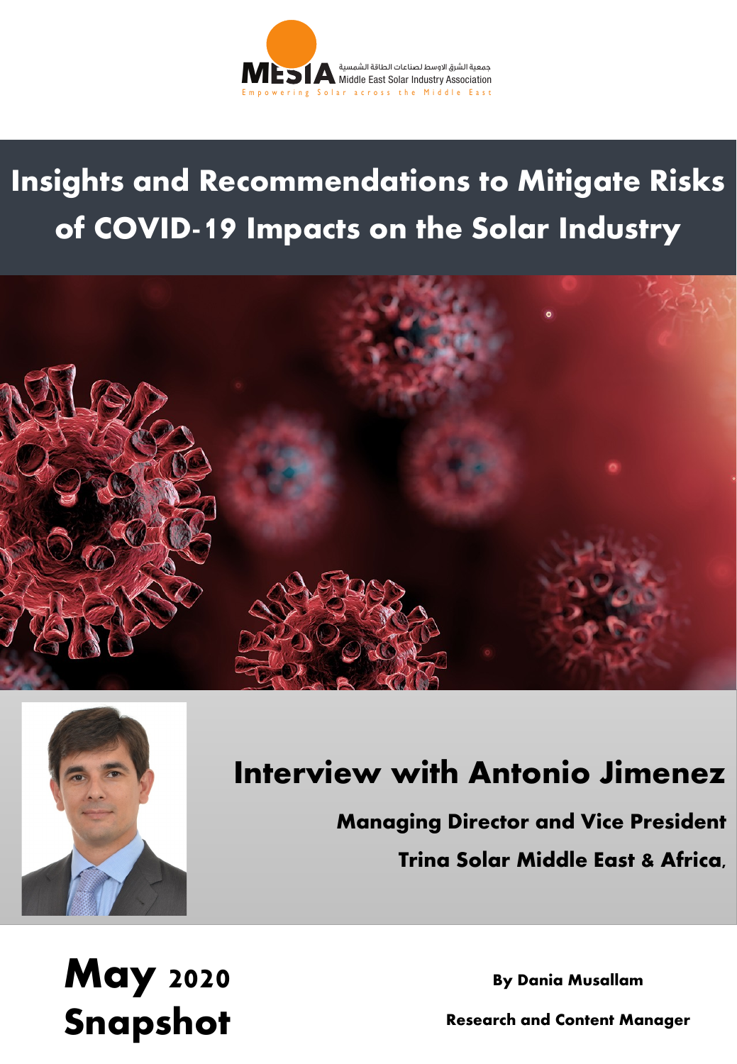جمعية الشرق الاوسط لصناعات الطاقة الشمسية
MESIA Middle East Solar Industry Association
Empowering Solar across the Middle East

# Insights and Recommendations to Mitigate Risks of COVID-19 Impacts on the Solar Industry

## Interview with Antonio Jimenez

**Managing Director and Vice President**

**Trina Solar Middle East & Africa,**

**May 2020**
**Snapshot**

**By Dania Musallam**

**Research and Content Manager**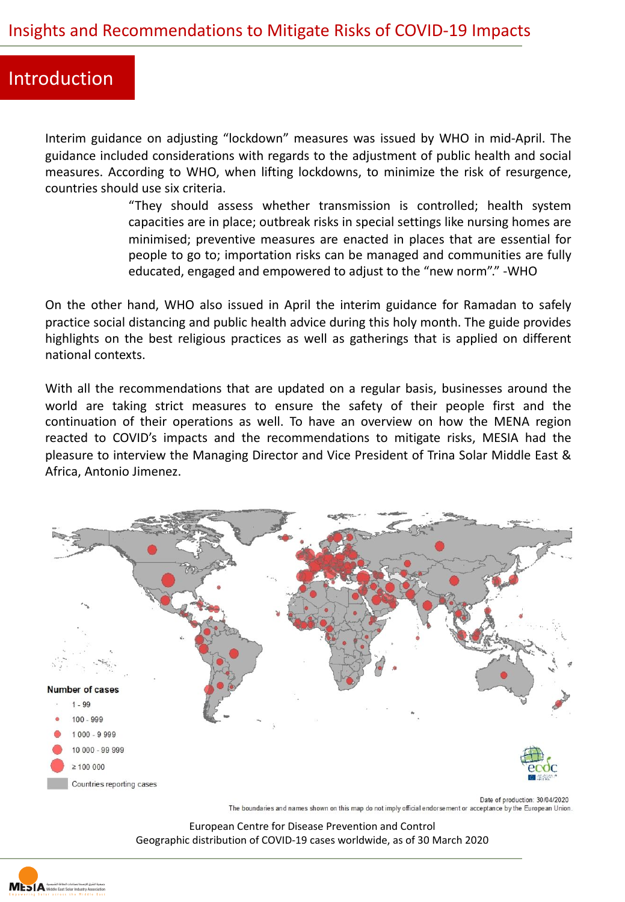# Insights and Recommendations to Mitigate Risks of COVID-19 Impacts

## Introduction

Interim guidance on adjusting “lockdown” measures was issued by WHO in mid-April. The guidance included considerations with regards to the adjustment of public health and social measures. According to WHO, when lifting lockdowns, to minimize the risk of resurgence, countries should use six criteria.

> “They should assess whether transmission is controlled; health system capacities are in place; outbreak risks in special settings like nursing homes are minimised; preventive measures are enacted in places that are essential for people to go to; importation risks can be managed and communities are fully educated, engaged and empowered to adjust to the “new norm”.” -WHO

On the other hand, WHO also issued in April the interim guidance for Ramadan to safely practice social distancing and public health advice during this holy month. The guide provides highlights on the best religious practices as well as gatherings that is applied on different national contexts.

With all the recommendations that are updated on a regular basis, businesses around the world are taking strict measures to ensure the safety of their people first and the continuation of their operations as well. To have an overview on how the MENA region reacted to COVID’s impacts and the recommendations to mitigate risks, MESIA had the pleasure to interview the Managing Director and Vice President of Trina Solar Middle East & Africa, Antonio Jimenez.

Number of cases

- 1 - 99
- 100 - 999
- 1 000 - 9 999
- 10 000 - 99 999
- ≥ 100 000
- Countries reporting cases

Date of production: 30/04/2020

The boundaries and names shown on this map do not imply official endorsement or acceptance by the European Union.

European Centre for Disease Prevention and Control
Geographic distribution of COVID-19 cases worldwide, as of 30 March 2020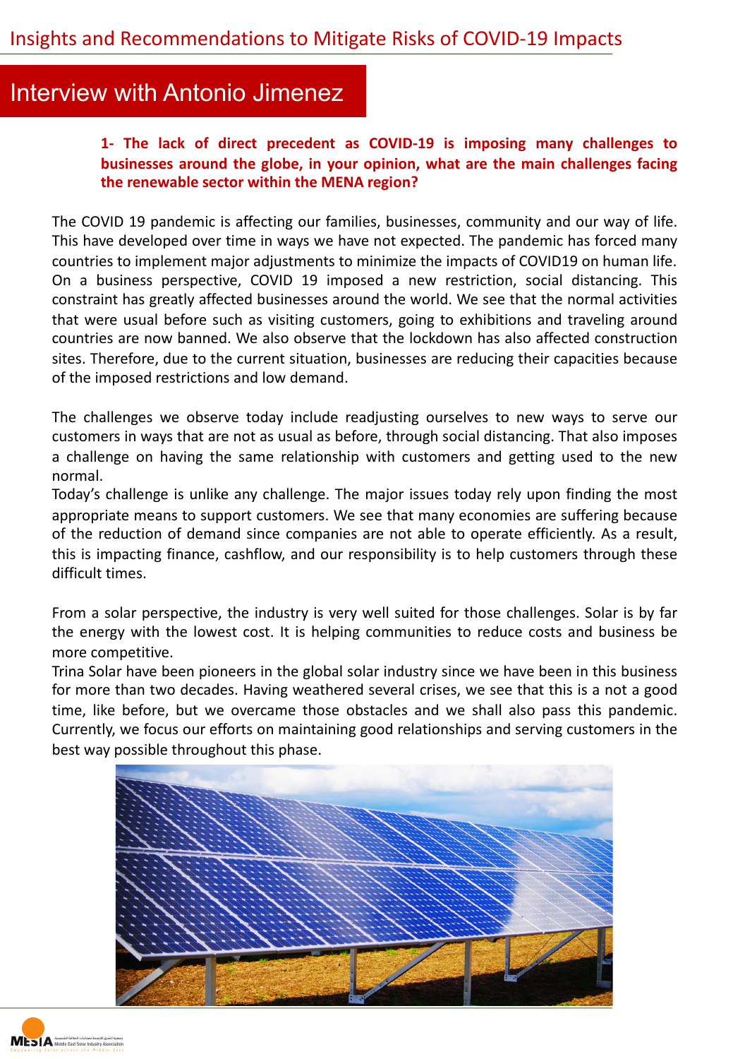# Insights and Recommendations to Mitigate Risks of COVID-19 Impacts

## Interview with Antonio Jimenez

**1- The lack of direct precedent as COVID-19 is imposing many challenges to businesses around the globe, in your opinion, what are the main challenges facing the renewable sector within the MENA region?**

The COVID 19 pandemic is affecting our families, businesses, community and our way of life. This have developed over time in ways we have not expected. The pandemic has forced many countries to implement major adjustments to minimize the impacts of COVID19 on human life. On a business perspective, COVID 19 imposed a new restriction, social distancing. This constraint has greatly affected businesses around the world. We see that the normal activities that were usual before such as visiting customers, going to exhibitions and traveling around countries are now banned. We also observe that the lockdown has also affected construction sites. Therefore, due to the current situation, businesses are reducing their capacities because of the imposed restrictions and low demand.

The challenges we observe today include readjusting ourselves to new ways to serve our customers in ways that are not as usual as before, through social distancing. That also imposes a challenge on having the same relationship with customers and getting used to the new normal.

Today's challenge is unlike any challenge. The major issues today rely upon finding the most appropriate means to support customers. We see that many economies are suffering because of the reduction of demand since companies are not able to operate efficiently. As a result, this is impacting finance, cashflow, and our responsibility is to help customers through these difficult times.

From a solar perspective, the industry is very well suited for those challenges. Solar is by far the energy with the lowest cost. It is helping communities to reduce costs and business be more competitive.

Trina Solar have been pioneers in the global solar industry since we have been in this business for more than two decades. Having weathered several crises, we see that this is a not a good time, like before, but we overcame those obstacles and we shall also pass this pandemic. Currently, we focus our efforts on maintaining good relationships and serving customers in the best way possible throughout this phase.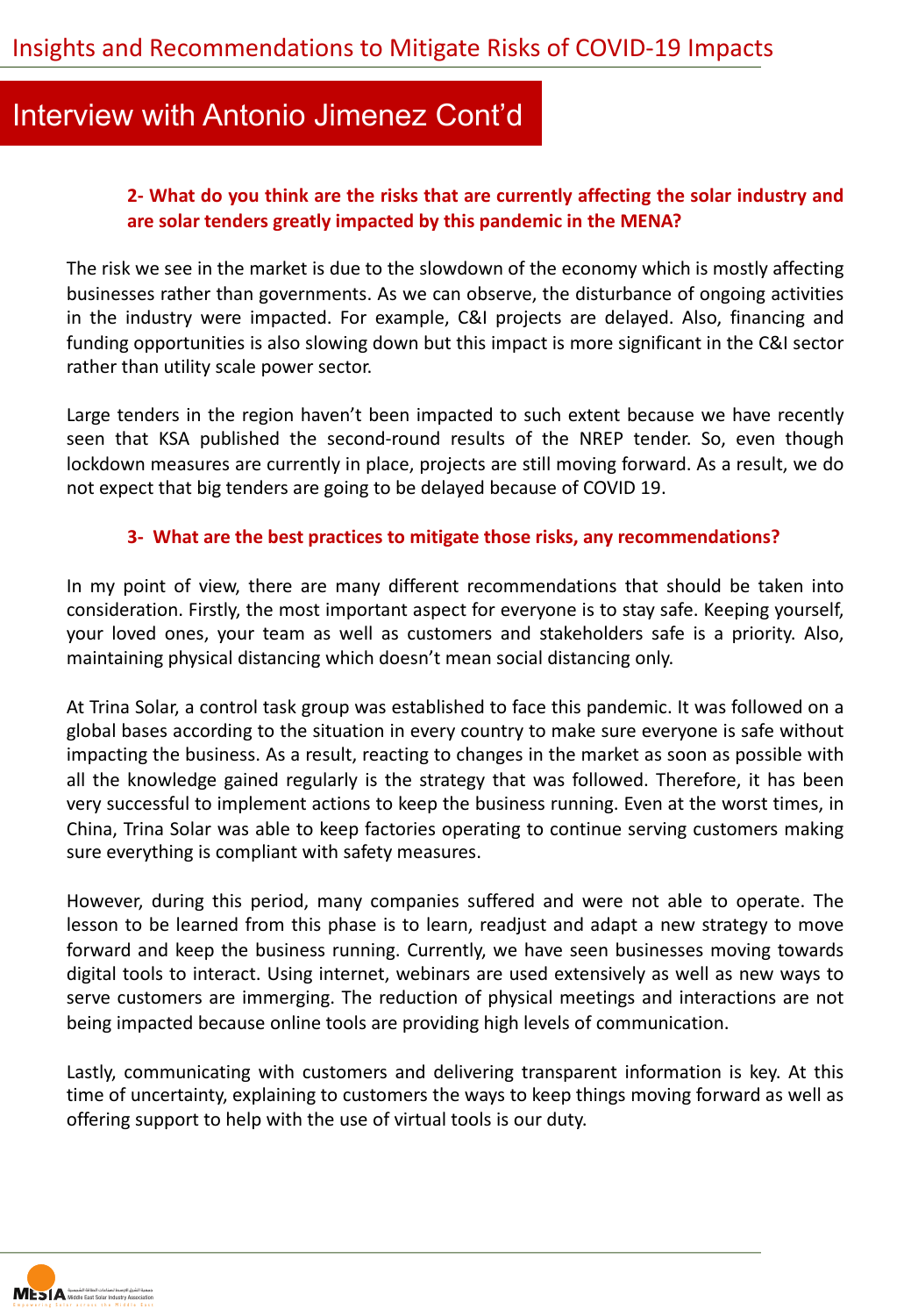## Interview with Antonio Jimenez Cont'd

**2- What do you think are the risks that are currently affecting the solar industry and are solar tenders greatly impacted by this pandemic in the MENA?**

The risk we see in the market is due to the slowdown of the economy which is mostly affecting businesses rather than governments. As we can observe, the disturbance of ongoing activities in the industry were impacted. For example, C&I projects are delayed. Also, financing and funding opportunities is also slowing down but this impact is more significant in the C&I sector rather than utility scale power sector.

Large tenders in the region haven't been impacted to such extent because we have recently seen that KSA published the second-round results of the NREP tender. So, even though lockdown measures are currently in place, projects are still moving forward. As a result, we do not expect that big tenders are going to be delayed because of COVID 19.

**3- What are the best practices to mitigate those risks, any recommendations?**

In my point of view, there are many different recommendations that should be taken into consideration. Firstly, the most important aspect for everyone is to stay safe. Keeping yourself, your loved ones, your team as well as customers and stakeholders safe is a priority. Also, maintaining physical distancing which doesn't mean social distancing only.

At Trina Solar, a control task group was established to face this pandemic. It was followed on a global bases according to the situation in every country to make sure everyone is safe without impacting the business. As a result, reacting to changes in the market as soon as possible with all the knowledge gained regularly is the strategy that was followed. Therefore, it has been very successful to implement actions to keep the business running. Even at the worst times, in China, Trina Solar was able to keep factories operating to continue serving customers making sure everything is compliant with safety measures.

However, during this period, many companies suffered and were not able to operate. The lesson to be learned from this phase is to learn, readjust and adapt a new strategy to move forward and keep the business running. Currently, we have seen businesses moving towards digital tools to interact. Using internet, webinars are used extensively as well as new ways to serve customers are immerging. The reduction of physical meetings and interactions are not being impacted because online tools are providing high levels of communication.

Lastly, communicating with customers and delivering transparent information is key. At this time of uncertainty, explaining to customers the ways to keep things moving forward as well as offering support to help with the use of virtual tools is our duty.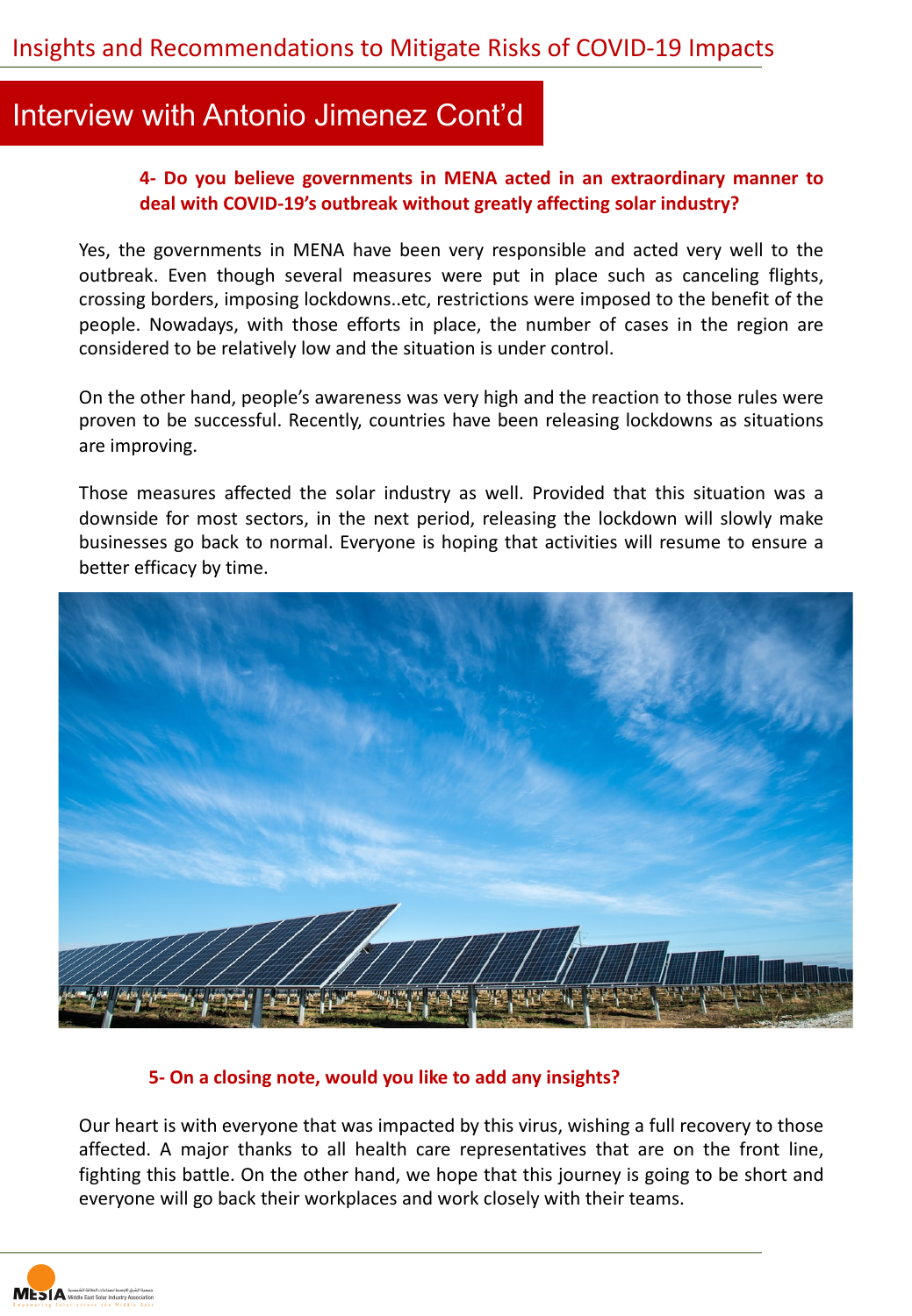## Interview with Antonio Jimenez Cont'd

**4- Do you believe governments in MENA acted in an extraordinary manner to deal with COVID-19's outbreak without greatly affecting solar industry?**

Yes, the governments in MENA have been very responsible and acted very well to the outbreak. Even though several measures were put in place such as canceling flights, crossing borders, imposing lockdowns..etc, restrictions were imposed to the benefit of the people. Nowadays, with those efforts in place, the number of cases in the region are considered to be relatively low and the situation is under control.

On the other hand, people's awareness was very high and the reaction to those rules were proven to be successful. Recently, countries have been releasing lockdowns as situations are improving.

Those measures affected the solar industry as well. Provided that this situation was a downside for most sectors, in the next period, releasing the lockdown will slowly make businesses go back to normal. Everyone is hoping that activities will resume to ensure a better efficacy by time.

**5- On a closing note, would you like to add any insights?**

Our heart is with everyone that was impacted by this virus, wishing a full recovery to those affected. A major thanks to all health care representatives that are on the front line, fighting this battle. On the other hand, we hope that this journey is going to be short and everyone will go back their workplaces and work closely with their teams.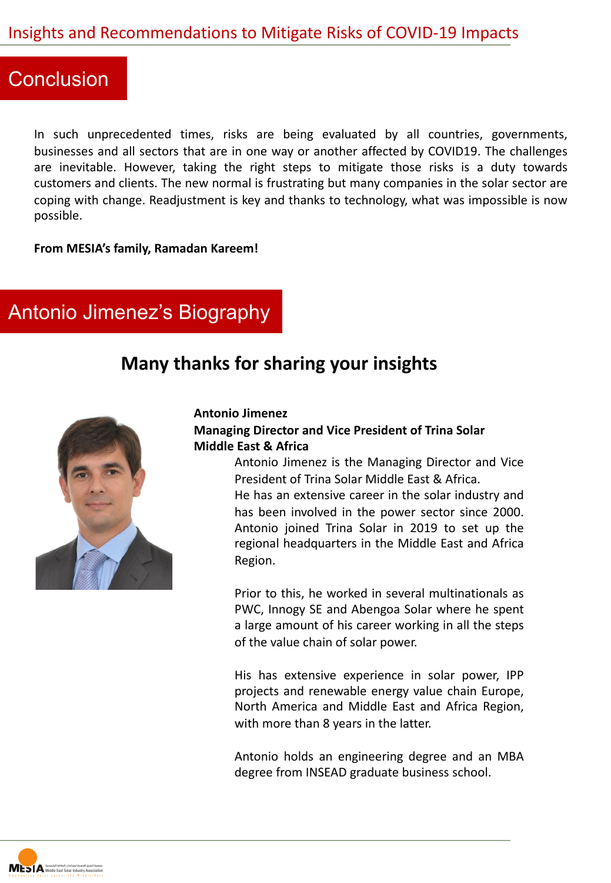## Conclusion

In such unprecedented times, risks are being evaluated by all countries, governments, businesses and all sectors that are in one way or another affected by COVID19. The challenges are inevitable. However, taking the right steps to mitigate those risks is a duty towards customers and clients. The new normal is frustrating but many companies in the solar sector are coping with change. Readjustment is key and thanks to technology, what was impossible is now possible.

**From MESIA's family, Ramadan Kareem!**

## Antonio Jimenez's Biography

### Many thanks for sharing your insights

**Antonio Jimenez**
**Managing Director and Vice President of Trina Solar Middle East & Africa**

Antonio Jimenez is the Managing Director and Vice President of Trina Solar Middle East & Africa.
He has an extensive career in the solar industry and has been involved in the power sector since 2000. Antonio joined Trina Solar in 2019 to set up the regional headquarters in the Middle East and Africa Region.

Prior to this, he worked in several multinationals as PWC, Innogy SE and Abengoa Solar where he spent a large amount of his career working in all the steps of the value chain of solar power.

His has extensive experience in solar power, IPP projects and renewable energy value chain Europe, North America and Middle East and Africa Region, with more than 8 years in the latter.

Antonio holds an engineering degree and an MBA degree from INSEAD graduate business school.